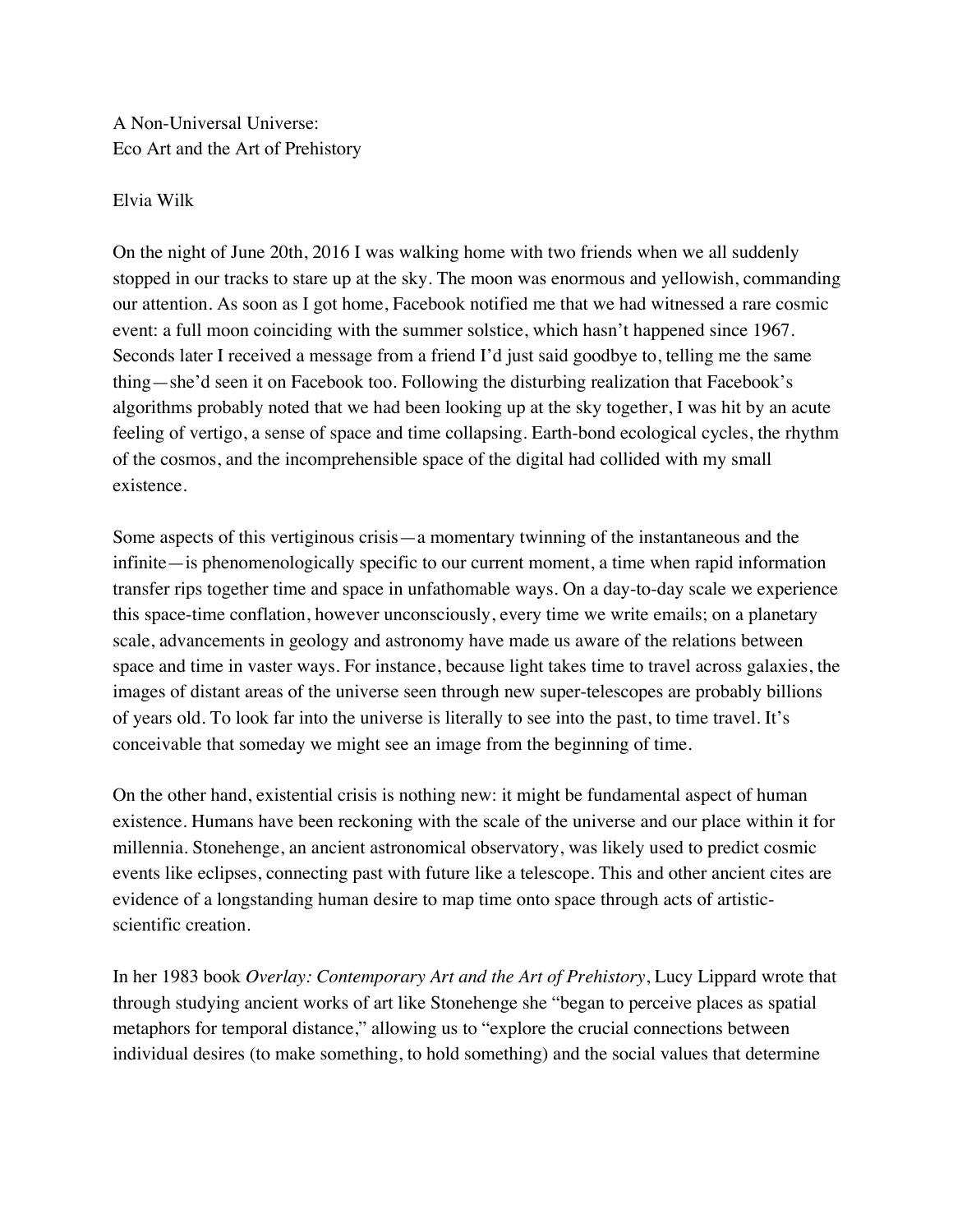# A Non-Universal Universe:
# Eco Art and the Art of Prehistory

Elvia Wilk

On the night of June 20th, 2016 I was walking home with two friends when we all suddenly stopped in our tracks to stare up at the sky. The moon was enormous and yellowish, commanding our attention. As soon as I got home, Facebook notified me that we had witnessed a rare cosmic event: a full moon coinciding with the summer solstice, which hasn't happened since 1967. Seconds later I received a message from a friend I'd just said goodbye to, telling me the same thing—she'd seen it on Facebook too. Following the disturbing realization that Facebook's algorithms probably noted that we had been looking up at the sky together, I was hit by an acute feeling of vertigo, a sense of space and time collapsing. Earth-bond ecological cycles, the rhythm of the cosmos, and the incomprehensible space of the digital had collided with my small existence.

Some aspects of this vertiginous crisis—a momentary twinning of the instantaneous and the infinite—is phenomenologically specific to our current moment, a time when rapid information transfer rips together time and space in unfathomable ways. On a day-to-day scale we experience this space-time conflation, however unconsciously, every time we write emails; on a planetary scale, advancements in geology and astronomy have made us aware of the relations between space and time in vaster ways. For instance, because light takes time to travel across galaxies, the images of distant areas of the universe seen through new super-telescopes are probably billions of years old. To look far into the universe is literally to see into the past, to time travel. It's conceivable that someday we might see an image from the beginning of time.

On the other hand, existential crisis is nothing new: it might be fundamental aspect of human existence. Humans have been reckoning with the scale of the universe and our place within it for millennia. Stonehenge, an ancient astronomical observatory, was likely used to predict cosmic events like eclipses, connecting past with future like a telescope. This and other ancient cites are evidence of a longstanding human desire to map time onto space through acts of artistic-scientific creation.

In her 1983 book *Overlay: Contemporary Art and the Art of Prehistory*, Lucy Lippard wrote that through studying ancient works of art like Stonehenge she "began to perceive places as spatial metaphors for temporal distance," allowing us to "explore the crucial connections between individual desires (to make something, to hold something) and the social values that determine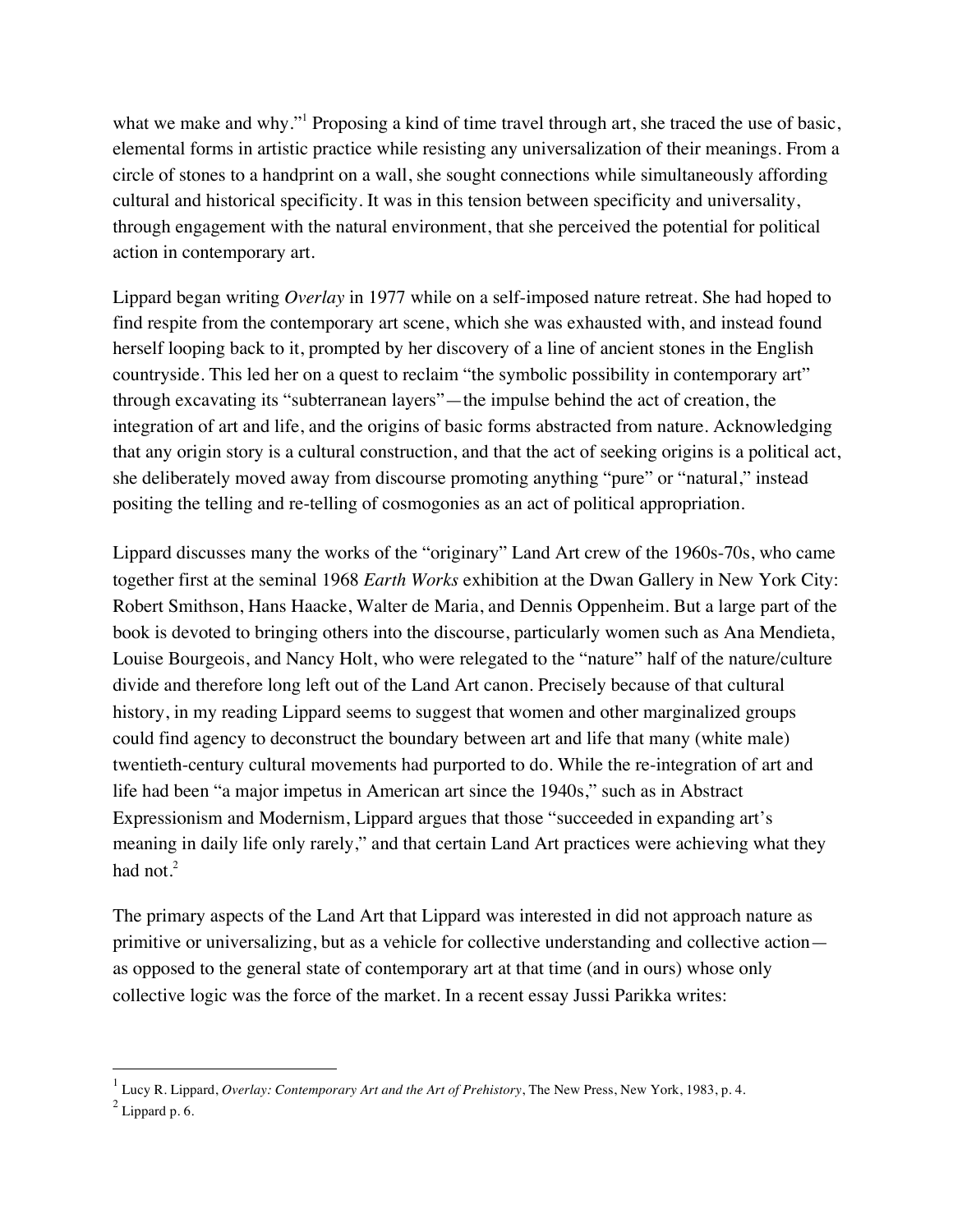what we make and why."[1] Proposing a kind of time travel through art, she traced the use of basic, elemental forms in artistic practice while resisting any universalization of their meanings. From a circle of stones to a handprint on a wall, she sought connections while simultaneously affording cultural and historical specificity. It was in this tension between specificity and universality, through engagement with the natural environment, that she perceived the potential for political action in contemporary art.

Lippard began writing *Overlay* in 1977 while on a self-imposed nature retreat. She had hoped to find respite from the contemporary art scene, which she was exhausted with, and instead found herself looping back to it, prompted by her discovery of a line of ancient stones in the English countryside. This led her on a quest to reclaim "the symbolic possibility in contemporary art" through excavating its "subterranean layers"—the impulse behind the act of creation, the integration of art and life, and the origins of basic forms abstracted from nature. Acknowledging that any origin story is a cultural construction, and that the act of seeking origins is a political act, she deliberately moved away from discourse promoting anything "pure" or "natural," instead positing the telling and re-telling of cosmogonies as an act of political appropriation.

Lippard discusses many the works of the "originary" Land Art crew of the 1960s-70s, who came together first at the seminal 1968 *Earth Works* exhibition at the Dwan Gallery in New York City: Robert Smithson, Hans Haacke, Walter de Maria, and Dennis Oppenheim. But a large part of the book is devoted to bringing others into the discourse, particularly women such as Ana Mendieta, Louise Bourgeois, and Nancy Holt, who were relegated to the "nature" half of the nature/culture divide and therefore long left out of the Land Art canon. Precisely because of that cultural history, in my reading Lippard seems to suggest that women and other marginalized groups could find agency to deconstruct the boundary between art and life that many (white male) twentieth-century cultural movements had purported to do. While the re-integration of art and life had been "a major impetus in American art since the 1940s," such as in Abstract Expressionism and Modernism, Lippard argues that those "succeeded in expanding art's meaning in daily life only rarely," and that certain Land Art practices were achieving what they had not.[2]

The primary aspects of the Land Art that Lippard was interested in did not approach nature as primitive or universalizing, but as a vehicle for collective understanding and collective action—as opposed to the general state of contemporary art at that time (and in ours) whose only collective logic was the force of the market. In a recent essay Jussi Parikka writes:

---

[1] Lucy R. Lippard, *Overlay: Contemporary Art and the Art of Prehistory*, The New Press, New York, 1983, p. 4.

[2] Lippard p. 6.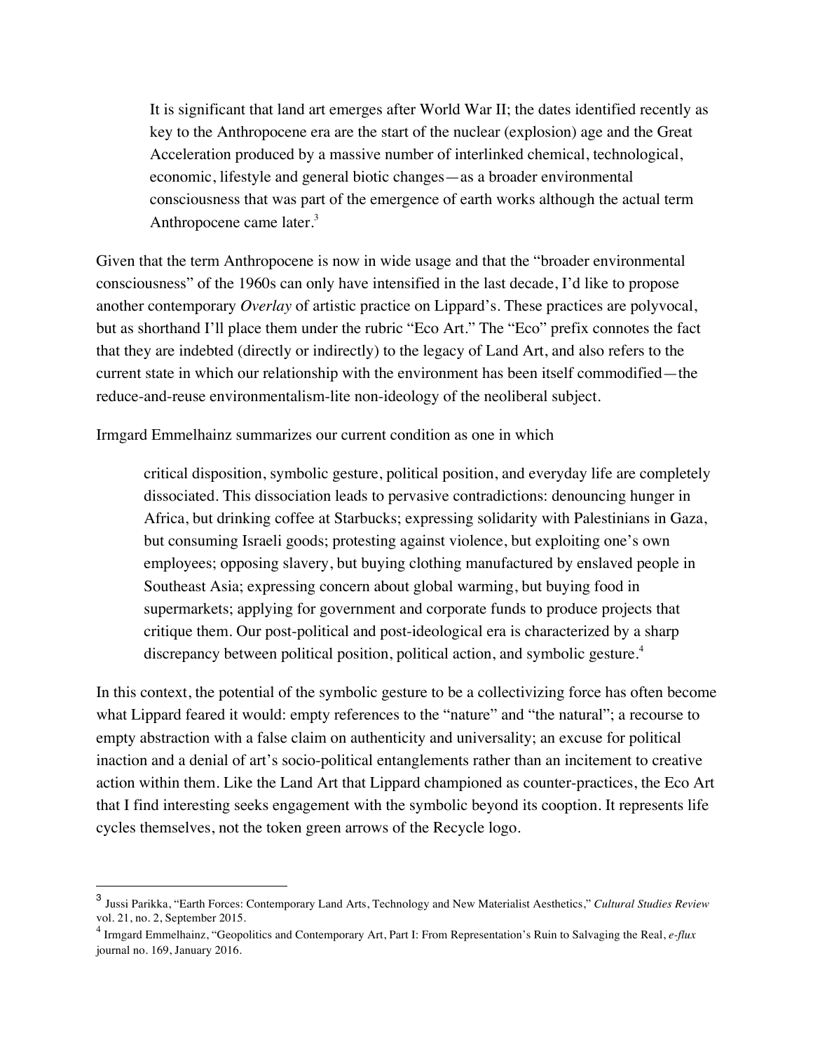> It is significant that land art emerges after World War II; the dates identified recently as key to the Anthropocene era are the start of the nuclear (explosion) age and the Great Acceleration produced by a massive number of interlinked chemical, technological, economic, lifestyle and general biotic changes—as a broader environmental consciousness that was part of the emergence of earth works although the actual term Anthropocene came later.[3]

Given that the term Anthropocene is now in wide usage and that the "broader environmental consciousness" of the 1960s can only have intensified in the last decade, I'd like to propose another contemporary *Overlay* of artistic practice on Lippard's. These practices are polyvocal, but as shorthand I'll place them under the rubric "Eco Art." The "Eco" prefix connotes the fact that they are indebted (directly or indirectly) to the legacy of Land Art, and also refers to the current state in which our relationship with the environment has been itself commodified—the reduce-and-reuse environmentalism-lite non-ideology of the neoliberal subject.

Irmgard Emmelhainz summarizes our current condition as one in which

> critical disposition, symbolic gesture, political position, and everyday life are completely dissociated. This dissociation leads to pervasive contradictions: denouncing hunger in Africa, but drinking coffee at Starbucks; expressing solidarity with Palestinians in Gaza, but consuming Israeli goods; protesting against violence, but exploiting one's own employees; opposing slavery, but buying clothing manufactured by enslaved people in Southeast Asia; expressing concern about global warming, but buying food in supermarkets; applying for government and corporate funds to produce projects that critique them. Our post-political and post-ideological era is characterized by a sharp discrepancy between political position, political action, and symbolic gesture.[4]

In this context, the potential of the symbolic gesture to be a collectivizing force has often become what Lippard feared it would: empty references to the "nature" and "the natural"; a recourse to empty abstraction with a false claim on authenticity and universality; an excuse for political inaction and a denial of art's socio-political entanglements rather than an incitement to creative action within them. Like the Land Art that Lippard championed as counter-practices, the Eco Art that I find interesting seeks engagement with the symbolic beyond its cooption. It represents life cycles themselves, not the token green arrows of the Recycle logo.

---

[3] Jussi Parikka, "Earth Forces: Contemporary Land Arts, Technology and New Materialist Aesthetics," *Cultural Studies Review* vol. 21, no. 2, September 2015.

[4] Irmgard Emmelhainz, "Geopolitics and Contemporary Art, Part I: From Representation's Ruin to Salvaging the Real, *e-flux* journal no. 169, January 2016.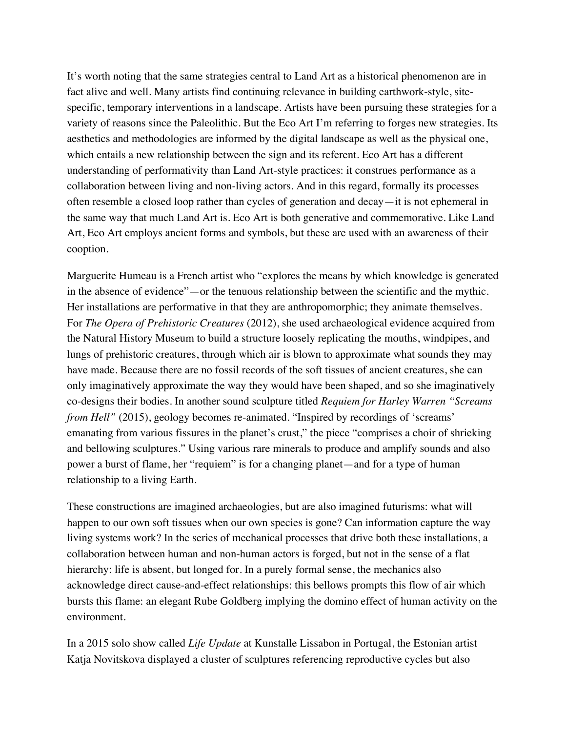It's worth noting that the same strategies central to Land Art as a historical phenomenon are in fact alive and well. Many artists find continuing relevance in building earthwork-style, site-specific, temporary interventions in a landscape. Artists have been pursuing these strategies for a variety of reasons since the Paleolithic. But the Eco Art I'm referring to forges new strategies. Its aesthetics and methodologies are informed by the digital landscape as well as the physical one, which entails a new relationship between the sign and its referent. Eco Art has a different understanding of performativity than Land Art-style practices: it construes performance as a collaboration between living and non-living actors. And in this regard, formally its processes often resemble a closed loop rather than cycles of generation and decay—it is not ephemeral in the same way that much Land Art is. Eco Art is both generative and commemorative. Like Land Art, Eco Art employs ancient forms and symbols, but these are used with an awareness of their cooption.

Marguerite Humeau is a French artist who "explores the means by which knowledge is generated in the absence of evidence"—or the tenuous relationship between the scientific and the mythic. Her installations are performative in that they are anthropomorphic; they animate themselves. For *The Opera of Prehistoric Creatures* (2012), she used archaeological evidence acquired from the Natural History Museum to build a structure loosely replicating the mouths, windpipes, and lungs of prehistoric creatures, through which air is blown to approximate what sounds they may have made. Because there are no fossil records of the soft tissues of ancient creatures, she can only imaginatively approximate the way they would have been shaped, and so she imaginatively co-designs their bodies. In another sound sculpture titled *Requiem for Harley Warren "Screams from Hell"* (2015), geology becomes re-animated. "Inspired by recordings of 'screams' emanating from various fissures in the planet's crust," the piece "comprises a choir of shrieking and bellowing sculptures." Using various rare minerals to produce and amplify sounds and also power a burst of flame, her "requiem" is for a changing planet—and for a type of human relationship to a living Earth.

These constructions are imagined archaeologies, but are also imagined futurisms: what will happen to our own soft tissues when our own species is gone? Can information capture the way living systems work? In the series of mechanical processes that drive both these installations, a collaboration between human and non-human actors is forged, but not in the sense of a flat hierarchy: life is absent, but longed for. In a purely formal sense, the mechanics also acknowledge direct cause-and-effect relationships: this bellows prompts this flow of air which bursts this flame: an elegant Rube Goldberg implying the domino effect of human activity on the environment.

In a 2015 solo show called *Life Update* at Kunstalle Lissabon in Portugal, the Estonian artist Katja Novitskova displayed a cluster of sculptures referencing reproductive cycles but also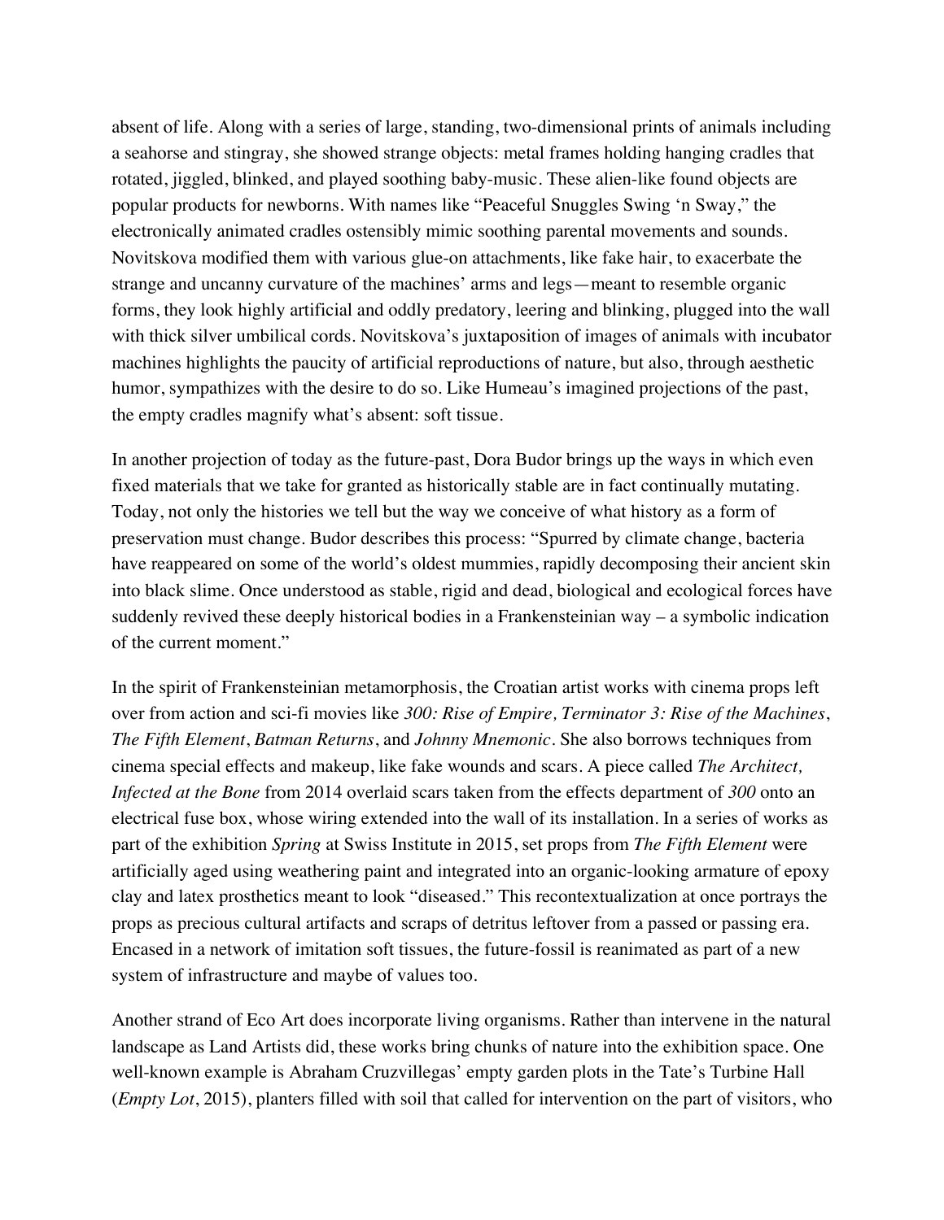absent of life. Along with a series of large, standing, two-dimensional prints of animals including a seahorse and stingray, she showed strange objects: metal frames holding hanging cradles that rotated, jiggled, blinked, and played soothing baby-music. These alien-like found objects are popular products for newborns. With names like "Peaceful Snuggles Swing 'n Sway," the electronically animated cradles ostensibly mimic soothing parental movements and sounds. Novitskova modified them with various glue-on attachments, like fake hair, to exacerbate the strange and uncanny curvature of the machines' arms and legs—meant to resemble organic forms, they look highly artificial and oddly predatory, leering and blinking, plugged into the wall with thick silver umbilical cords. Novitskova's juxtaposition of images of animals with incubator machines highlights the paucity of artificial reproductions of nature, but also, through aesthetic humor, sympathizes with the desire to do so. Like Humeau's imagined projections of the past, the empty cradles magnify what's absent: soft tissue.

In another projection of today as the future-past, Dora Budor brings up the ways in which even fixed materials that we take for granted as historically stable are in fact continually mutating. Today, not only the histories we tell but the way we conceive of what history as a form of preservation must change. Budor describes this process: "Spurred by climate change, bacteria have reappeared on some of the world's oldest mummies, rapidly decomposing their ancient skin into black slime. Once understood as stable, rigid and dead, biological and ecological forces have suddenly revived these deeply historical bodies in a Frankensteinian way – a symbolic indication of the current moment."

In the spirit of Frankensteinian metamorphosis, the Croatian artist works with cinema props left over from action and sci-fi movies like *300: Rise of Empire, Terminator 3: Rise of the Machines*, *The Fifth Element*, *Batman Returns*, and *Johnny Mnemonic*. She also borrows techniques from cinema special effects and makeup, like fake wounds and scars. A piece called *The Architect, Infected at the Bone* from 2014 overlaid scars taken from the effects department of *300* onto an electrical fuse box, whose wiring extended into the wall of its installation. In a series of works as part of the exhibition *Spring* at Swiss Institute in 2015, set props from *The Fifth Element* were artificially aged using weathering paint and integrated into an organic-looking armature of epoxy clay and latex prosthetics meant to look "diseased." This recontextualization at once portrays the props as precious cultural artifacts and scraps of detritus leftover from a passed or passing era. Encased in a network of imitation soft tissues, the future-fossil is reanimated as part of a new system of infrastructure and maybe of values too.

Another strand of Eco Art does incorporate living organisms. Rather than intervene in the natural landscape as Land Artists did, these works bring chunks of nature into the exhibition space. One well-known example is Abraham Cruzvillegas' empty garden plots in the Tate's Turbine Hall (*Empty Lot*, 2015), planters filled with soil that called for intervention on the part of visitors, who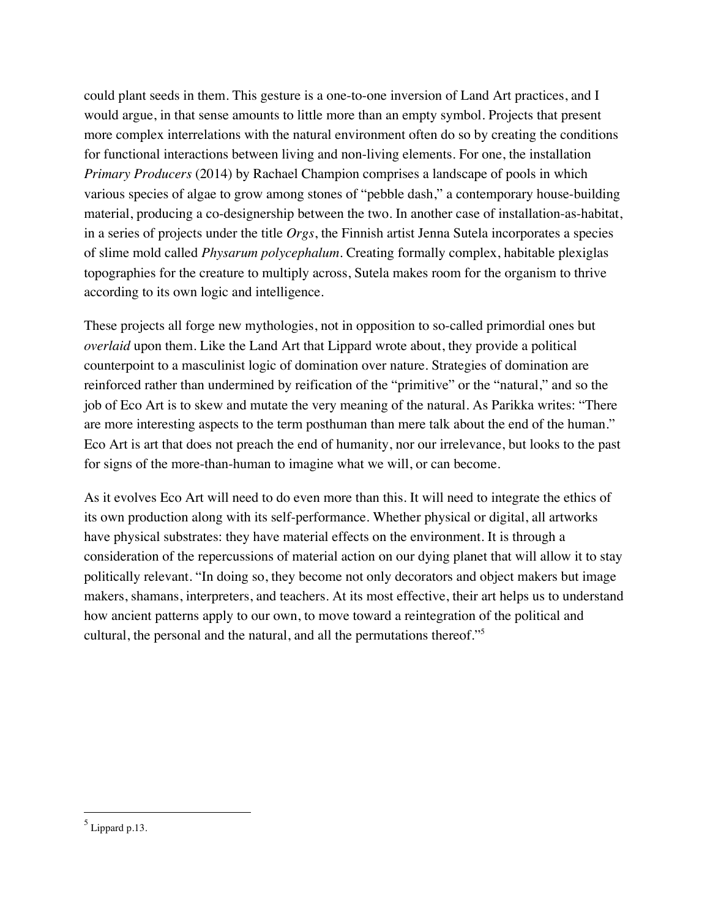could plant seeds in them. This gesture is a one-to-one inversion of Land Art practices, and I would argue, in that sense amounts to little more than an empty symbol. Projects that present more complex interrelations with the natural environment often do so by creating the conditions for functional interactions between living and non-living elements. For one, the installation *Primary Producers* (2014) by Rachael Champion comprises a landscape of pools in which various species of algae to grow among stones of "pebble dash," a contemporary house-building material, producing a co-designership between the two. In another case of installation-as-habitat, in a series of projects under the title *Orgs*, the Finnish artist Jenna Sutela incorporates a species of slime mold called *Physarum polycephalum*. Creating formally complex, habitable plexiglas topographies for the creature to multiply across, Sutela makes room for the organism to thrive according to its own logic and intelligence.

These projects all forge new mythologies, not in opposition to so-called primordial ones but *overlaid* upon them. Like the Land Art that Lippard wrote about, they provide a political counterpoint to a masculinist logic of domination over nature. Strategies of domination are reinforced rather than undermined by reification of the "primitive" or the "natural," and so the job of Eco Art is to skew and mutate the very meaning of the natural. As Parikka writes: "There are more interesting aspects to the term posthuman than mere talk about the end of the human." Eco Art is art that does not preach the end of humanity, nor our irrelevance, but looks to the past for signs of the more-than-human to imagine what we will, or can become.

As it evolves Eco Art will need to do even more than this. It will need to integrate the ethics of its own production along with its self-performance. Whether physical or digital, all artworks have physical substrates: they have material effects on the environment. It is through a consideration of the repercussions of material action on our dying planet that will allow it to stay politically relevant. "In doing so, they become not only decorators and object makers but image makers, shamans, interpreters, and teachers. At its most effective, their art helps us to understand how ancient patterns apply to our own, to move toward a reintegration of the political and cultural, the personal and the natural, and all the permutations thereof."[5]

---

[5] Lippard p.13.